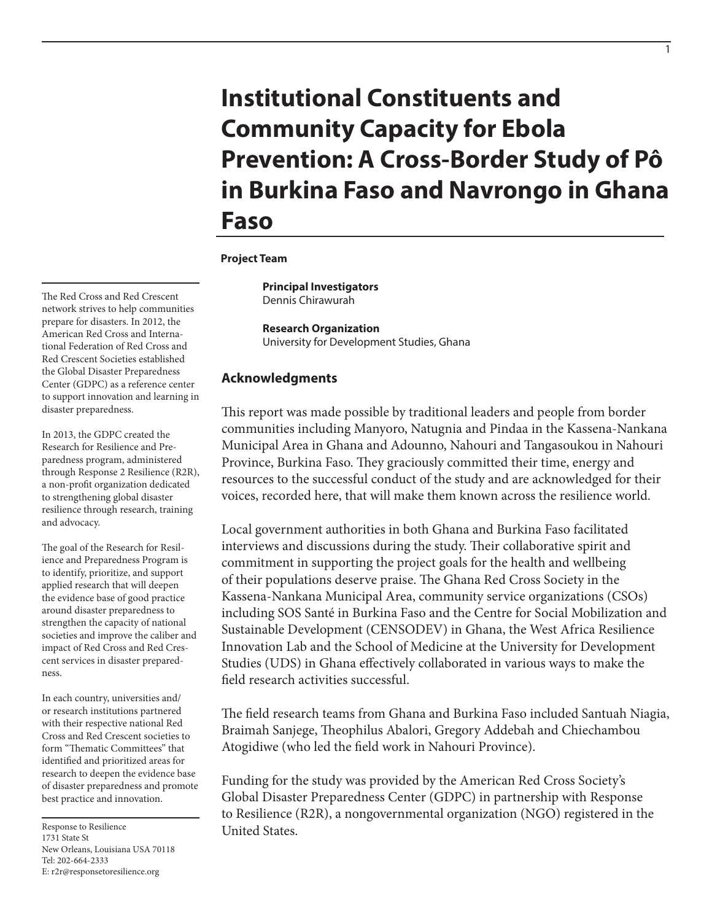# Institutional Constituents and Community Capacity for Ebola Prevention: A Cross-Border Study of Pô in Burkina Faso and Navrongo in Ghana Faso

**Project Team**

**Principal Investigators**
Dennis Chirawurah

**Research Organization**
University for Development Studies, Ghana

## Acknowledgments

This report was made possible by traditional leaders and people from border communities including Manyoro, Natugnia and Pindaa in the Kassena-Nankana Municipal Area in Ghana and Adounno, Nahouri and Tangasoukou in Nahouri Province, Burkina Faso. They graciously committed their time, energy and resources to the successful conduct of the study and are acknowledged for their voices, recorded here, that will make them known across the resilience world.

Local government authorities in both Ghana and Burkina Faso facilitated interviews and discussions during the study. Their collaborative spirit and commitment in supporting the project goals for the health and wellbeing of their populations deserve praise. The Ghana Red Cross Society in the Kassena-Nankana Municipal Area, community service organizations (CSOs) including SOS Santé in Burkina Faso and the Centre for Social Mobilization and Sustainable Development (CENSODEV) in Ghana, the West Africa Resilience Innovation Lab and the School of Medicine at the University for Development Studies (UDS) in Ghana effectively collaborated in various ways to make the field research activities successful.

The field research teams from Ghana and Burkina Faso included Santuah Niagia, Braimah Sanjege, Theophilus Abalori, Gregory Addebah and Chiechambou Atogidiwe (who led the field work in Nahouri Province).

Funding for the study was provided by the American Red Cross Society's Global Disaster Preparedness Center (GDPC) in partnership with Response to Resilience (R2R), a nongovernmental organization (NGO) registered in the United States.

---

The Red Cross and Red Crescent network strives to help communities prepare for disasters. In 2012, the American Red Cross and International Federation of Red Cross and Red Crescent Societies established the Global Disaster Preparedness Center (GDPC) as a reference center to support innovation and learning in disaster preparedness.

In 2013, the GDPC created the Research for Resilience and Preparedness program, administered through Response 2 Resilience (R2R), a non-profit organization dedicated to strengthening global disaster resilience through research, training and advocacy.

The goal of the Research for Resilience and Preparedness Program is to identify, prioritize, and support applied research that will deepen the evidence base of good practice around disaster preparedness to strengthen the capacity of national societies and improve the caliber and impact of Red Cross and Red Crescent services in disaster preparedness.

In each country, universities and/or research institutions partnered with their respective national Red Cross and Red Crescent societies to form "Thematic Committees" that identified and prioritized areas for research to deepen the evidence base of disaster preparedness and promote best practice and innovation.

Response to Resilience
1731 State St
New Orleans, Louisiana USA 70118
Tel: 202-664-2333
E: r2r@responsetoresilience.org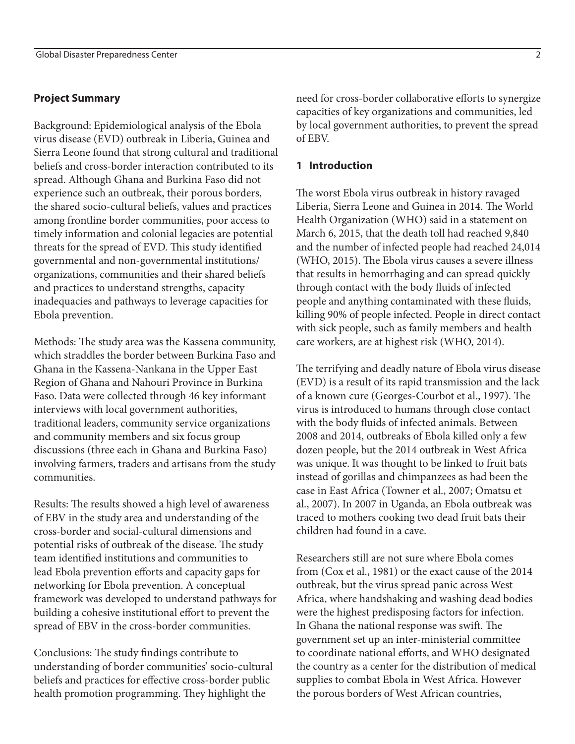## Project Summary

Background: Epidemiological analysis of the Ebola virus disease (EVD) outbreak in Liberia, Guinea and Sierra Leone found that strong cultural and traditional beliefs and cross-border interaction contributed to its spread. Although Ghana and Burkina Faso did not experience such an outbreak, their porous borders, the shared socio-cultural beliefs, values and practices among frontline border communities, poor access to timely information and colonial legacies are potential threats for the spread of EVD. This study identified governmental and non-governmental institutions/organizations, communities and their shared beliefs and practices to understand strengths, capacity inadequacies and pathways to leverage capacities for Ebola prevention.

Methods: The study area was the Kassena community, which straddles the border between Burkina Faso and Ghana in the Kassena-Nankana in the Upper East Region of Ghana and Nahouri Province in Burkina Faso. Data were collected through 46 key informant interviews with local government authorities, traditional leaders, community service organizations and community members and six focus group discussions (three each in Ghana and Burkina Faso) involving farmers, traders and artisans from the study communities.

Results: The results showed a high level of awareness of EBV in the study area and understanding of the cross-border and social-cultural dimensions and potential risks of outbreak of the disease. The study team identified institutions and communities to lead Ebola prevention efforts and capacity gaps for networking for Ebola prevention. A conceptual framework was developed to understand pathways for building a cohesive institutional effort to prevent the spread of EBV in the cross-border communities.

Conclusions: The study findings contribute to understanding of border communities' socio-cultural beliefs and practices for effective cross-border public health promotion programming. They highlight the need for cross-border collaborative efforts to synergize capacities of key organizations and communities, led by local government authorities, to prevent the spread of EBV.

## 1 Introduction

The worst Ebola virus outbreak in history ravaged Liberia, Sierra Leone and Guinea in 2014. The World Health Organization (WHO) said in a statement on March 6, 2015, that the death toll had reached 9,840 and the number of infected people had reached 24,014 (WHO, 2015). The Ebola virus causes a severe illness that results in hemorrhaging and can spread quickly through contact with the body fluids of infected people and anything contaminated with these fluids, killing 90% of people infected. People in direct contact with sick people, such as family members and health care workers, are at highest risk (WHO, 2014).

The terrifying and deadly nature of Ebola virus disease (EVD) is a result of its rapid transmission and the lack of a known cure (Georges-Courbot et al., 1997). The virus is introduced to humans through close contact with the body fluids of infected animals. Between 2008 and 2014, outbreaks of Ebola killed only a few dozen people, but the 2014 outbreak in West Africa was unique. It was thought to be linked to fruit bats instead of gorillas and chimpanzees as had been the case in East Africa (Towner et al., 2007; Omatsu et al., 2007). In 2007 in Uganda, an Ebola outbreak was traced to mothers cooking two dead fruit bats their children had found in a cave.

Researchers still are not sure where Ebola comes from (Cox et al., 1981) or the exact cause of the 2014 outbreak, but the virus spread panic across West Africa, where handshaking and washing dead bodies were the highest predisposing factors for infection. In Ghana the national response was swift. The government set up an inter-ministerial committee to coordinate national efforts, and WHO designated the country as a center for the distribution of medical supplies to combat Ebola in West Africa. However the porous borders of West African countries,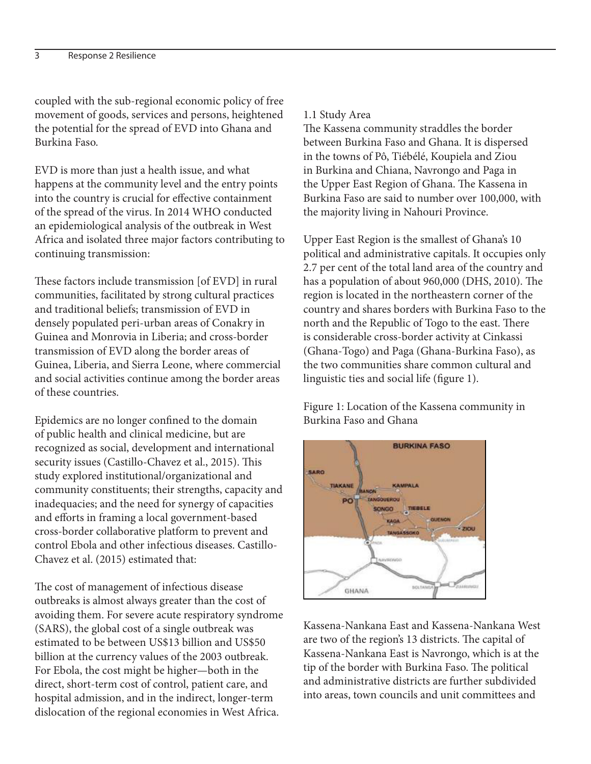coupled with the sub-regional economic policy of free movement of goods, services and persons, heightened the potential for the spread of EVD into Ghana and Burkina Faso.

EVD is more than just a health issue, and what happens at the community level and the entry points into the country is crucial for effective containment of the spread of the virus. In 2014 WHO conducted an epidemiological analysis of the outbreak in West Africa and isolated three major factors contributing to continuing transmission:

These factors include transmission [of EVD] in rural communities, facilitated by strong cultural practices and traditional beliefs; transmission of EVD in densely populated peri-urban areas of Conakry in Guinea and Monrovia in Liberia; and cross-border transmission of EVD along the border areas of Guinea, Liberia, and Sierra Leone, where commercial and social activities continue among the border areas of these countries.

Epidemics are no longer confined to the domain of public health and clinical medicine, but are recognized as social, development and international security issues (Castillo-Chavez et al., 2015). This study explored institutional/organizational and community constituents; their strengths, capacity and inadequacies; and the need for synergy of capacities and efforts in framing a local government-based cross-border collaborative platform to prevent and control Ebola and other infectious diseases. Castillo-Chavez et al. (2015) estimated that:

The cost of management of infectious disease outbreaks is almost always greater than the cost of avoiding them. For severe acute respiratory syndrome (SARS), the global cost of a single outbreak was estimated to be between US$13 billion and US$50 billion at the currency values of the 2003 outbreak. For Ebola, the cost might be higher—both in the direct, short-term cost of control, patient care, and hospital admission, and in the indirect, longer-term dislocation of the regional economies in West Africa.

## 1.1 Study Area

The Kassena community straddles the border between Burkina Faso and Ghana. It is dispersed in the towns of Pô, Tiébélé, Koupiela and Ziou in Burkina and Chiana, Navrongo and Paga in the Upper East Region of Ghana. The Kassena in Burkina Faso are said to number over 100,000, with the majority living in Nahouri Province.

Upper East Region is the smallest of Ghana's 10 political and administrative capitals. It occupies only 2.7 per cent of the total land area of the country and has a population of about 960,000 (DHS, 2010). The region is located in the northeastern corner of the country and shares borders with Burkina Faso to the north and the Republic of Togo to the east. There is considerable cross-border activity at Cinkassi (Ghana-Togo) and Paga (Ghana-Burkina Faso), as the two communities share common cultural and linguistic ties and social life (figure 1).

Figure 1: Location of the Kassena community in Burkina Faso and Ghana

Kassena-Nankana East and Kassena-Nankana West are two of the region's 13 districts. The capital of Kassena-Nankana East is Navrongo, which is at the tip of the border with Burkina Faso. The political and administrative districts are further subdivided into areas, town councils and unit committees and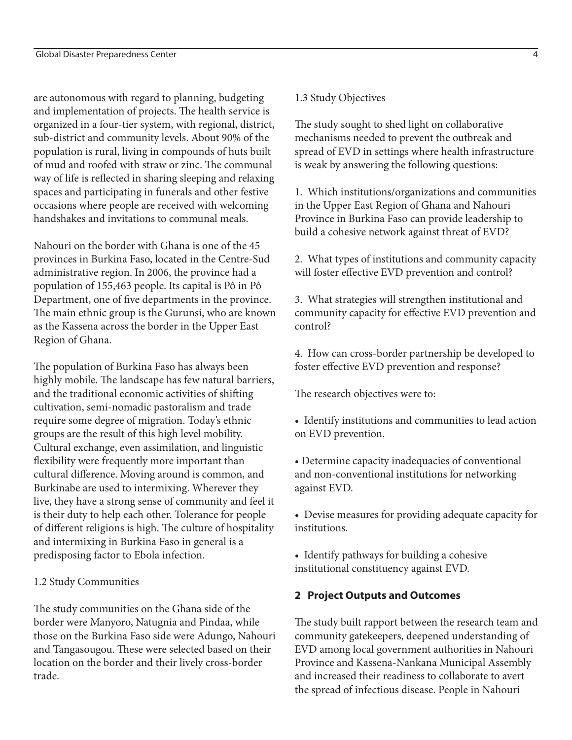are autonomous with regard to planning, budgeting and implementation of projects. The health service is organized in a four-tier system, with regional, district, sub-district and community levels. About 90% of the population is rural, living in compounds of huts built of mud and roofed with straw or zinc. The communal way of life is reflected in sharing sleeping and relaxing spaces and participating in funerals and other festive occasions where people are received with welcoming handshakes and invitations to communal meals.

Nahouri on the border with Ghana is one of the 45 provinces in Burkina Faso, located in the Centre-Sud administrative region. In 2006, the province had a population of 155,463 people. Its capital is Pô in Pô Department, one of five departments in the province. The main ethnic group is the Gurunsi, who are known as the Kassena across the border in the Upper East Region of Ghana.

The population of Burkina Faso has always been highly mobile. The landscape has few natural barriers, and the traditional economic activities of shifting cultivation, semi-nomadic pastoralism and trade require some degree of migration. Today's ethnic groups are the result of this high level mobility. Cultural exchange, even assimilation, and linguistic flexibility were frequently more important than cultural difference. Moving around is common, and Burkinabe are used to intermixing. Wherever they live, they have a strong sense of community and feel it is their duty to help each other. Tolerance for people of different religions is high. The culture of hospitality and intermixing in Burkina Faso in general is a predisposing factor to Ebola infection.

### 1.2 Study Communities

The study communities on the Ghana side of the border were Manyoro, Natugnia and Pindaa, while those on the Burkina Faso side were Adungo, Nahouri and Tangasougou. These were selected based on their location on the border and their lively cross-border trade.

### 1.3 Study Objectives

The study sought to shed light on collaborative mechanisms needed to prevent the outbreak and spread of EVD in settings where health infrastructure is weak by answering the following questions:

1. Which institutions/organizations and communities in the Upper East Region of Ghana and Nahouri Province in Burkina Faso can provide leadership to build a cohesive network against threat of EVD?

2. What types of institutions and community capacity will foster effective EVD prevention and control?

3. What strategies will strengthen institutional and community capacity for effective EVD prevention and control?

4. How can cross-border partnership be developed to foster effective EVD prevention and response?

The research objectives were to:

- Identify institutions and communities to lead action on EVD prevention.
- Determine capacity inadequacies of conventional and non-conventional institutions for networking against EVD.
- Devise measures for providing adequate capacity for institutions.
- Identify pathways for building a cohesive institutional constituency against EVD.

## 2 Project Outputs and Outcomes

The study built rapport between the research team and community gatekeepers, deepened understanding of EVD among local government authorities in Nahouri Province and Kassena-Nankana Municipal Assembly and increased their readiness to collaborate to avert the spread of infectious disease. People in Nahouri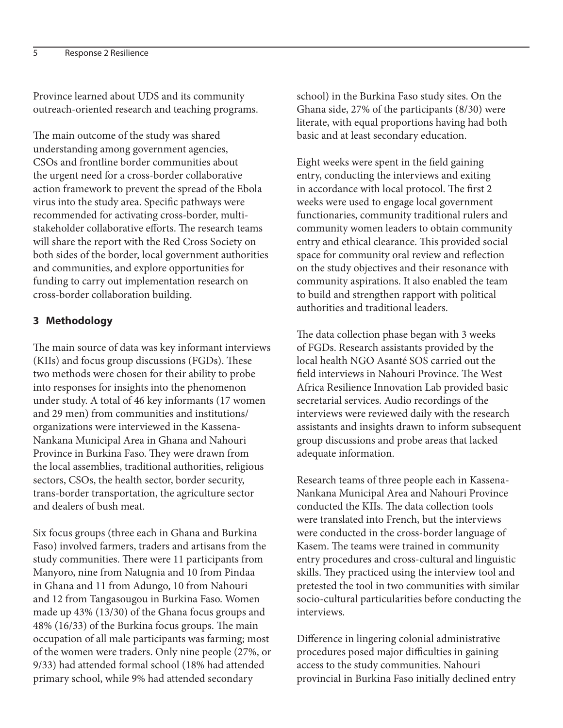Province learned about UDS and its community outreach-oriented research and teaching programs.

The main outcome of the study was shared understanding among government agencies, CSOs and frontline border communities about the urgent need for a cross-border collaborative action framework to prevent the spread of the Ebola virus into the study area. Specific pathways were recommended for activating cross-border, multi-stakeholder collaborative efforts. The research teams will share the report with the Red Cross Society on both sides of the border, local government authorities and communities, and explore opportunities for funding to carry out implementation research on cross-border collaboration building.

## 3 Methodology

The main source of data was key informant interviews (KIIs) and focus group discussions (FGDs). These two methods were chosen for their ability to probe into responses for insights into the phenomenon under study. A total of 46 key informants (17 women and 29 men) from communities and institutions/organizations were interviewed in the Kassena-Nankana Municipal Area in Ghana and Nahouri Province in Burkina Faso. They were drawn from the local assemblies, traditional authorities, religious sectors, CSOs, the health sector, border security, trans-border transportation, the agriculture sector and dealers of bush meat.

Six focus groups (three each in Ghana and Burkina Faso) involved farmers, traders and artisans from the study communities. There were 11 participants from Manyoro, nine from Natugnia and 10 from Pindaa in Ghana and 11 from Adungo, 10 from Nahouri and 12 from Tangasougou in Burkina Faso. Women made up 43% (13/30) of the Ghana focus groups and 48% (16/33) of the Burkina focus groups. The main occupation of all male participants was farming; most of the women were traders. Only nine people (27%, or 9/33) had attended formal school (18% had attended primary school, while 9% had attended secondary school) in the Burkina Faso study sites. On the Ghana side, 27% of the participants (8/30) were literate, with equal proportions having had both basic and at least secondary education.

Eight weeks were spent in the field gaining entry, conducting the interviews and exiting in accordance with local protocol. The first 2 weeks were used to engage local government functionaries, community traditional rulers and community women leaders to obtain community entry and ethical clearance. This provided social space for community oral review and reflection on the study objectives and their resonance with community aspirations. It also enabled the team to build and strengthen rapport with political authorities and traditional leaders.

The data collection phase began with 3 weeks of FGDs. Research assistants provided by the local health NGO Asanté SOS carried out the field interviews in Nahouri Province. The West Africa Resilience Innovation Lab provided basic secretarial services. Audio recordings of the interviews were reviewed daily with the research assistants and insights drawn to inform subsequent group discussions and probe areas that lacked adequate information.

Research teams of three people each in Kassena-Nankana Municipal Area and Nahouri Province conducted the KIIs. The data collection tools were translated into French, but the interviews were conducted in the cross-border language of Kasem. The teams were trained in community entry procedures and cross-cultural and linguistic skills. They practiced using the interview tool and pretested the tool in two communities with similar socio-cultural particularities before conducting the interviews.

Difference in lingering colonial administrative procedures posed major difficulties in gaining access to the study communities. Nahouri provincial in Burkina Faso initially declined entry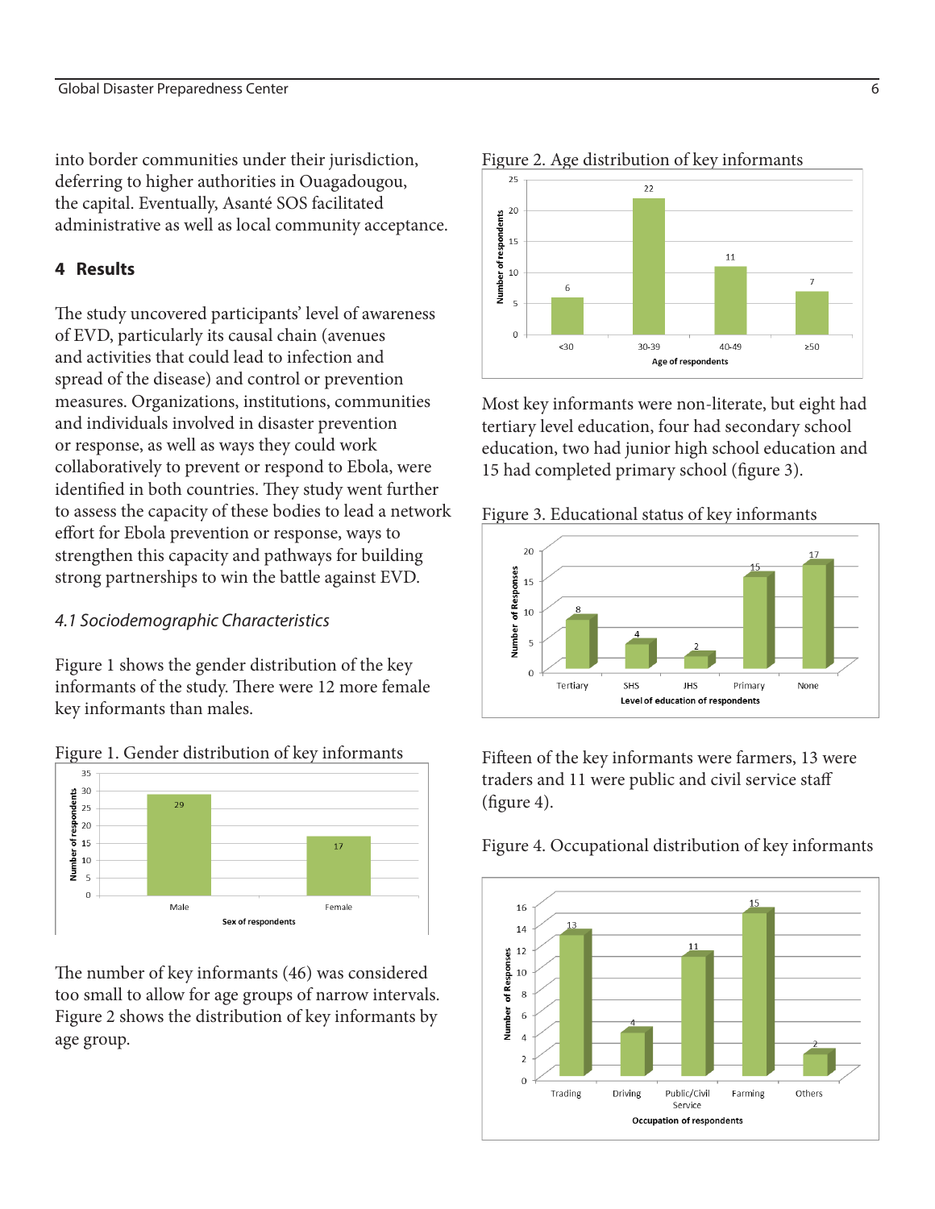into border communities under their jurisdiction, deferring to higher authorities in Ouagadougou, the capital. Eventually, Asanté SOS facilitated administrative as well as local community acceptance.

## 4 Results

The study uncovered participants' level of awareness of EVD, particularly its causal chain (avenues and activities that could lead to infection and spread of the disease) and control or prevention measures. Organizations, institutions, communities and individuals involved in disaster prevention or response, as well as ways they could work collaboratively to prevent or respond to Ebola, were identified in both countries. They study went further to assess the capacity of these bodies to lead a network effort for Ebola prevention or response, ways to strengthen this capacity and pathways for building strong partnerships to win the battle against EVD.

### *4.1 Sociodemographic Characteristics*

Figure 1 shows the gender distribution of the key informants of the study. There were 12 more female key informants than males.

Figure 1. Gender distribution of key informants

| Sex of respondents | Number of respondents |
|---|---|
| Male | 29 |
| Female | 17 |

The number of key informants (46) was considered too small to allow for age groups of narrow intervals. Figure 2 shows the distribution of key informants by age group.

Figure 2. Age distribution of key informants

| Age of respondents | Number of respondents |
|---|---|
| <30 | 6 |
| 30-39 | 22 |
| 40-49 | 11 |
| ≥50 | 7 |

Most key informants were non-literate, but eight had tertiary level education, four had secondary school education, two had junior high school education and 15 had completed primary school (figure 3).

Figure 3. Educational status of key informants

| Level of education of respondents | Number of Responses |
|---|---|
| Tertiary | 8 |
| SHS | 4 |
| JHS | 2 |
| Primary | 15 |
| None | 17 |

Fifteen of the key informants were farmers, 13 were traders and 11 were public and civil service staff (figure 4).

Figure 4. Occupational distribution of key informants

| Occupation of respondents | Number of Responses |
|---|---|
| Trading | 13 |
| Driving | 4 |
| Public/Civil Service | 11 |
| Farming | 15 |
| Others | 2 |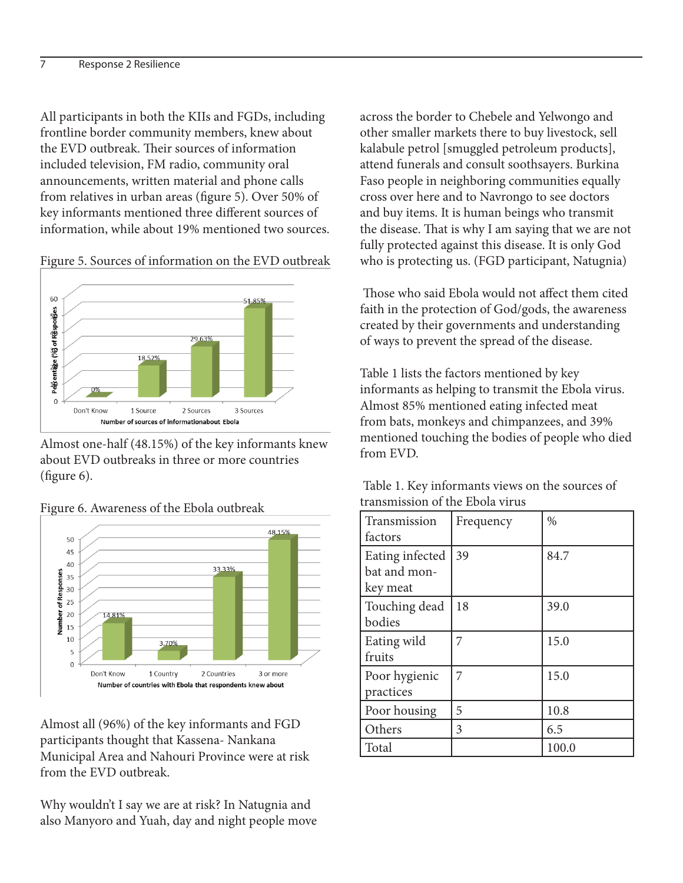All participants in both the KIIs and FGDs, including frontline border community members, knew about the EVD outbreak. Their sources of information included television, FM radio, community oral announcements, written material and phone calls from relatives in urban areas (figure 5). Over 50% of key informants mentioned three different sources of information, while about 19% mentioned two sources.

Figure 5. Sources of information on the EVD outbreak

Almost one-half (48.15%) of the key informants knew about EVD outbreaks in three or more countries (figure 6).

Figure 6. Awareness of the Ebola outbreak

Almost all (96%) of the key informants and FGD participants thought that Kassena- Nankana Municipal Area and Nahouri Province were at risk from the EVD outbreak.

Why wouldn't I say we are at risk? In Natugnia and also Manyoro and Yuah, day and night people move across the border to Chebele and Yelwongo and other smaller markets there to buy livestock, sell kalabule petrol [smuggled petroleum products], attend funerals and consult soothsayers. Burkina Faso people in neighboring communities equally cross over here and to Navrongo to see doctors and buy items. It is human beings who transmit the disease. That is why I am saying that we are not fully protected against this disease. It is only God who is protecting us. (FGD participant, Natugnia)

Those who said Ebola would not affect them cited faith in the protection of God/gods, the awareness created by their governments and understanding of ways to prevent the spread of the disease.

Table 1 lists the factors mentioned by key informants as helping to transmit the Ebola virus. Almost 85% mentioned eating infected meat from bats, monkeys and chimpanzees, and 39% mentioned touching the bodies of people who died from EVD.

Table 1. Key informants views on the sources of transmission of the Ebola virus

| Transmission factors | Frequency | % |
|---|---|---|
| Eating infected bat and monkey meat | 39 | 84.7 |
| Touching dead bodies | 18 | 39.0 |
| Eating wild fruits | 7 | 15.0 |
| Poor hygienic practices | 7 | 15.0 |
| Poor housing | 5 | 10.8 |
| Others | 3 | 6.5 |
| Total | | 100.0 |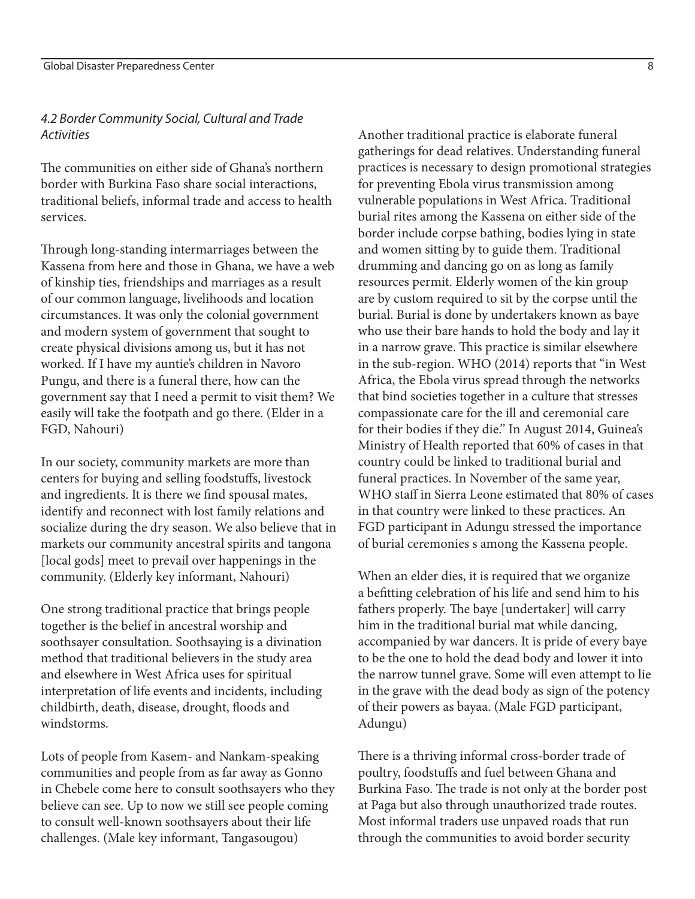### *4.2 Border Community Social, Cultural and Trade Activities*

The communities on either side of Ghana's northern border with Burkina Faso share social interactions, traditional beliefs, informal trade and access to health services.

Through long-standing intermarriages between the Kassena from here and those in Ghana, we have a web of kinship ties, friendships and marriages as a result of our common language, livelihoods and location circumstances. It was only the colonial government and modern system of government that sought to create physical divisions among us, but it has not worked. If I have my auntie's children in Navoro Pungu, and there is a funeral there, how can the government say that I need a permit to visit them? We easily will take the footpath and go there. (Elder in a FGD, Nahouri)

In our society, community markets are more than centers for buying and selling foodstuffs, livestock and ingredients. It is there we find spousal mates, identify and reconnect with lost family relations and socialize during the dry season. We also believe that in markets our community ancestral spirits and tangona [local gods] meet to prevail over happenings in the community. (Elderly key informant, Nahouri)

One strong traditional practice that brings people together is the belief in ancestral worship and soothsayer consultation. Soothsaying is a divination method that traditional believers in the study area and elsewhere in West Africa uses for spiritual interpretation of life events and incidents, including childbirth, death, disease, drought, floods and windstorms.

Lots of people from Kasem- and Nankam-speaking communities and people from as far away as Gonno in Chebele come here to consult soothsayers who they believe can see. Up to now we still see people coming to consult well-known soothsayers about their life challenges. (Male key informant, Tangasougou)

Another traditional practice is elaborate funeral gatherings for dead relatives. Understanding funeral practices is necessary to design promotional strategies for preventing Ebola virus transmission among vulnerable populations in West Africa. Traditional burial rites among the Kassena on either side of the border include corpse bathing, bodies lying in state and women sitting by to guide them. Traditional drumming and dancing go on as long as family resources permit. Elderly women of the kin group are by custom required to sit by the corpse until the burial. Burial is done by undertakers known as baye who use their bare hands to hold the body and lay it in a narrow grave. This practice is similar elsewhere in the sub-region. WHO (2014) reports that "in West Africa, the Ebola virus spread through the networks that bind societies together in a culture that stresses compassionate care for the ill and ceremonial care for their bodies if they die." In August 2014, Guinea's Ministry of Health reported that 60% of cases in that country could be linked to traditional burial and funeral practices. In November of the same year, WHO staff in Sierra Leone estimated that 80% of cases in that country were linked to these practices. An FGD participant in Adungu stressed the importance of burial ceremonies s among the Kassena people.

When an elder dies, it is required that we organize a befitting celebration of his life and send him to his fathers properly. The baye [undertaker] will carry him in the traditional burial mat while dancing, accompanied by war dancers. It is pride of every baye to be the one to hold the dead body and lower it into the narrow tunnel grave. Some will even attempt to lie in the grave with the dead body as sign of the potency of their powers as bayaa. (Male FGD participant, Adungu)

There is a thriving informal cross-border trade of poultry, foodstuffs and fuel between Ghana and Burkina Faso. The trade is not only at the border post at Paga but also through unauthorized trade routes. Most informal traders use unpaved roads that run through the communities to avoid border security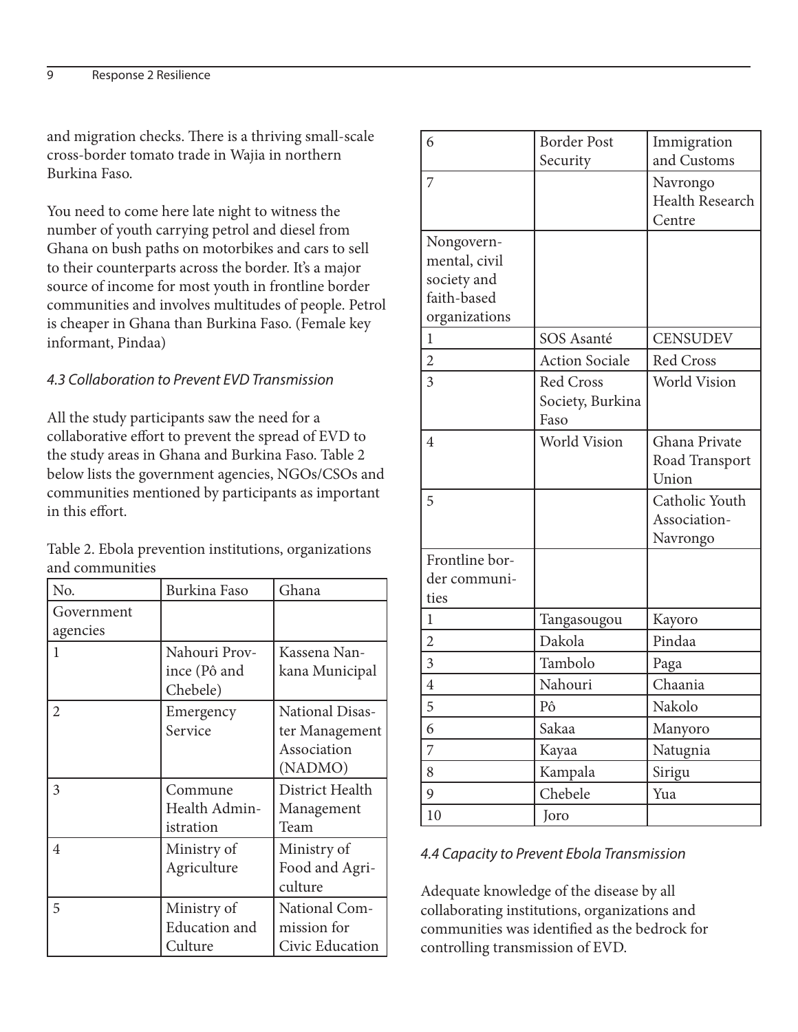and migration checks. There is a thriving small-scale cross-border tomato trade in Wajia in northern Burkina Faso.

You need to come here late night to witness the number of youth carrying petrol and diesel from Ghana on bush paths on motorbikes and cars to sell to their counterparts across the border. It's a major source of income for most youth in frontline border communities and involves multitudes of people. Petrol is cheaper in Ghana than Burkina Faso. (Female key informant, Pindaa)

### *4.3 Collaboration to Prevent EVD Transmission*

All the study participants saw the need for a collaborative effort to prevent the spread of EVD to the study areas in Ghana and Burkina Faso. Table 2 below lists the government agencies, NGOs/CSOs and communities mentioned by participants as important in this effort.

Table 2. Ebola prevention institutions, organizations and communities

| No. | Burkina Faso | Ghana |
|---|---|---|
| Government agencies | | |
| 1 | Nahouri Province (Pô and Chebele) | Kassena Nankana Municipal |
| 2 | Emergency Service | National Disaster Management Association (NADMO) |
| 3 | Commune Health Administration | District Health Management Team |
| 4 | Ministry of Agriculture | Ministry of Food and Agriculture |
| 5 | Ministry of Education and Culture | National Commission for Civic Education |
| 6 | Border Post Security | Immigration and Customs |
| 7 | | Navrongo Health Research Centre |
| Nongovernmental, civil society and faith-based organizations | | |
| 1 | SOS Asanté | CENSUDEV |
| 2 | Action Sociale | Red Cross |
| 3 | Red Cross Society, Burkina Faso | World Vision |
| 4 | World Vision | Ghana Private Road Transport Union |
| 5 | | Catholic Youth Association-Navrongo |
| Frontline border communities | | |
| 1 | Tangasougou | Kayoro |
| 2 | Dakola | Pindaa |
| 3 | Tambolo | Paga |
| 4 | Nahouri | Chaania |
| 5 | Pô | Nakolo |
| 6 | Sakaa | Manyoro |
| 7 | Kayaa | Natugnia |
| 8 | Kampala | Sirigu |
| 9 | Chebele | Yua |
| 10 | Joro | |

### *4.4 Capacity to Prevent Ebola Transmission*

Adequate knowledge of the disease by all collaborating institutions, organizations and communities was identified as the bedrock for controlling transmission of EVD.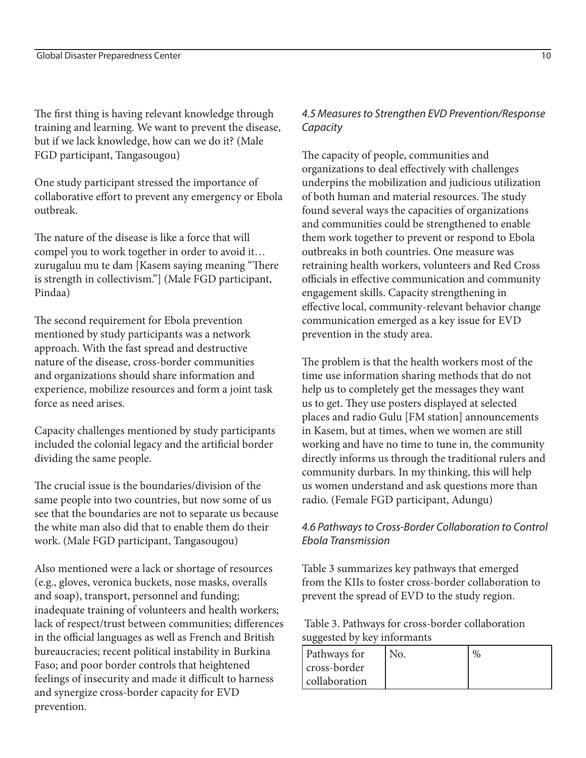The first thing is having relevant knowledge through training and learning. We want to prevent the disease, but if we lack knowledge, how can we do it? (Male FGD participant, Tangasougou)

One study participant stressed the importance of collaborative effort to prevent any emergency or Ebola outbreak.

The nature of the disease is like a force that will compel you to work together in order to avoid it… zurugaluu mu te dam [Kasem saying meaning "There is strength in collectivism."] (Male FGD participant, Pindaa)

The second requirement for Ebola prevention mentioned by study participants was a network approach. With the fast spread and destructive nature of the disease, cross-border communities and organizations should share information and experience, mobilize resources and form a joint task force as need arises.

Capacity challenges mentioned by study participants included the colonial legacy and the artificial border dividing the same people.

The crucial issue is the boundaries/division of the same people into two countries, but now some of us see that the boundaries are not to separate us because the white man also did that to enable them do their work. (Male FGD participant, Tangasougou)

Also mentioned were a lack or shortage of resources (e.g., gloves, veronica buckets, nose masks, overalls and soap), transport, personnel and funding; inadequate training of volunteers and health workers; lack of respect/trust between communities; differences in the official languages as well as French and British bureaucracies; recent political instability in Burkina Faso; and poor border controls that heightened feelings of insecurity and made it difficult to harness and synergize cross-border capacity for EVD prevention.

### *4.5 Measures to Strengthen EVD Prevention/Response Capacity*

The capacity of people, communities and organizations to deal effectively with challenges underpins the mobilization and judicious utilization of both human and material resources. The study found several ways the capacities of organizations and communities could be strengthened to enable them work together to prevent or respond to Ebola outbreaks in both countries. One measure was retraining health workers, volunteers and Red Cross officials in effective communication and community engagement skills. Capacity strengthening in effective local, community-relevant behavior change communication emerged as a key issue for EVD prevention in the study area.

The problem is that the health workers most of the time use information sharing methods that do not help us to completely get the messages they want us to get. They use posters displayed at selected places and radio Gulu [FM station] announcements in Kasem, but at times, when we women are still working and have no time to tune in, the community directly informs us through the traditional rulers and community durbars. In my thinking, this will help us women understand and ask questions more than radio. (Female FGD participant, Adungu)

### *4.6 Pathways to Cross-Border Collaboration to Control Ebola Transmission*

Table 3 summarizes key pathways that emerged from the KIIs to foster cross-border collaboration to prevent the spread of EVD to the study region.

Table 3. Pathways for cross-border collaboration suggested by key informants

| Pathways for cross-border collaboration | No. | % |
|---|---|---|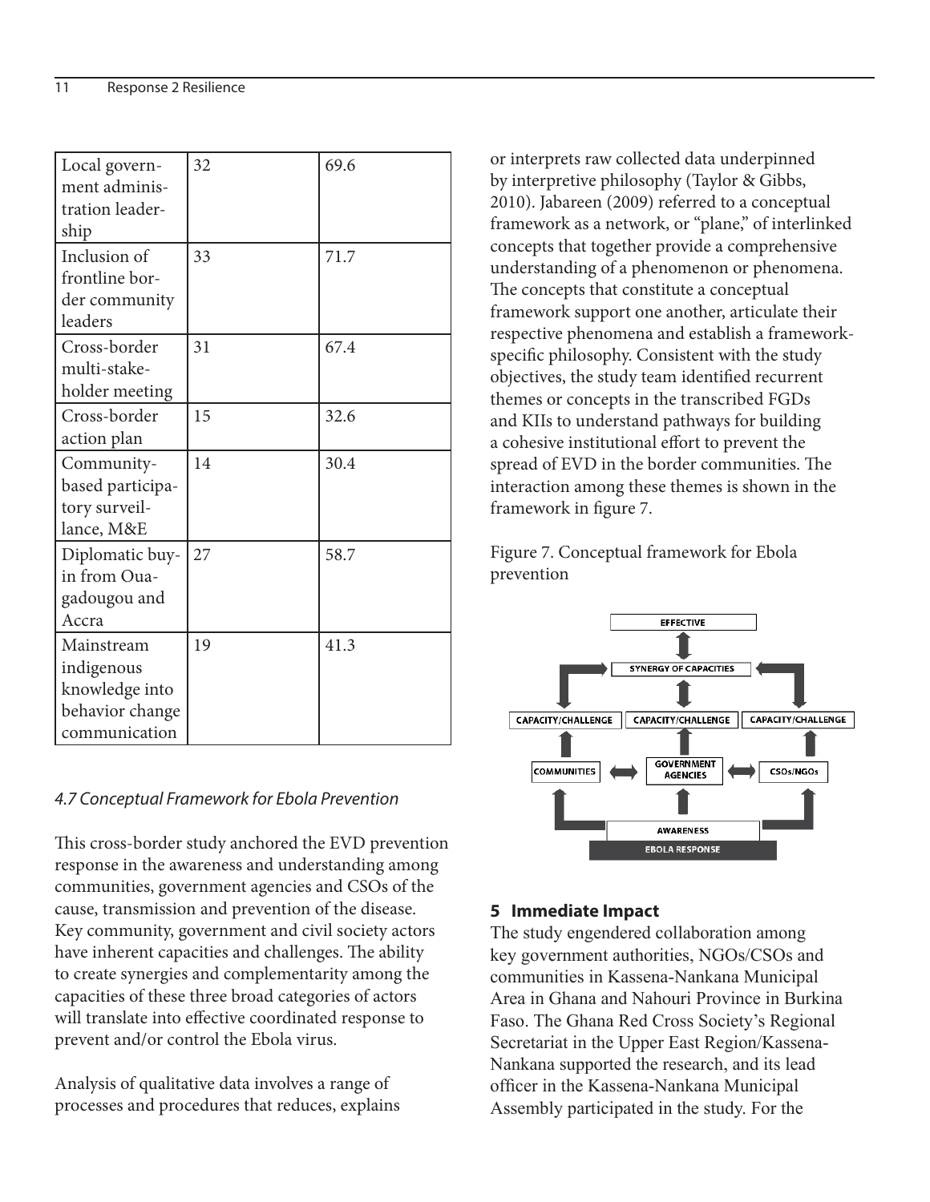| | | |
|---|---|---|
| Local government administration leadership | 32 | 69.6 |
| Inclusion of frontline border community leaders | 33 | 71.7 |
| Cross-border multi-stakeholder meeting | 31 | 67.4 |
| Cross-border action plan | 15 | 32.6 |
| Community-based participatory surveillance, M&E | 14 | 30.4 |
| Diplomatic buy-in from Ouagadougou and Accra | 27 | 58.7 |
| Mainstream indigenous knowledge into behavior change communication | 19 | 41.3 |

### *4.7 Conceptual Framework for Ebola Prevention*

This cross-border study anchored the EVD prevention response in the awareness and understanding among communities, government agencies and CSOs of the cause, transmission and prevention of the disease. Key community, government and civil society actors have inherent capacities and challenges. The ability to create synergies and complementarity among the capacities of these three broad categories of actors will translate into effective coordinated response to prevent and/or control the Ebola virus.

Analysis of qualitative data involves a range of processes and procedures that reduces, explains or interprets raw collected data underpinned by interpretive philosophy (Taylor & Gibbs, 2010). Jabareen (2009) referred to a conceptual framework as a network, or "plane," of interlinked concepts that together provide a comprehensive understanding of a phenomenon or phenomena. The concepts that constitute a conceptual framework support one another, articulate their respective phenomena and establish a framework-specific philosophy. Consistent with the study objectives, the study team identified recurrent themes or concepts in the transcribed FGDs and KIIs to understand pathways for building a cohesive institutional effort to prevent the spread of EVD in the border communities. The interaction among these themes is shown in the framework in figure 7.

Figure 7. Conceptual framework for Ebola prevention

EFFECTIVE

SYNERGY OF CAPACITIES

CAPACITY/CHALLENGE

CAPACITY/CHALLENGE

CAPACITY/CHALLENGE

COMMUNITIES

GOVERNMENT AGENCIES

CSOs/NGOs

AWARENESS

EBOLA RESPONSE

## 5 Immediate Impact

The study engendered collaboration among key government authorities, NGOs/CSOs and communities in Kassena-Nankana Municipal Area in Ghana and Nahouri Province in Burkina Faso. The Ghana Red Cross Society's Regional Secretariat in the Upper East Region/Kassena-Nankana supported the research, and its lead officer in the Kassena-Nankana Municipal Assembly participated in the study. For the